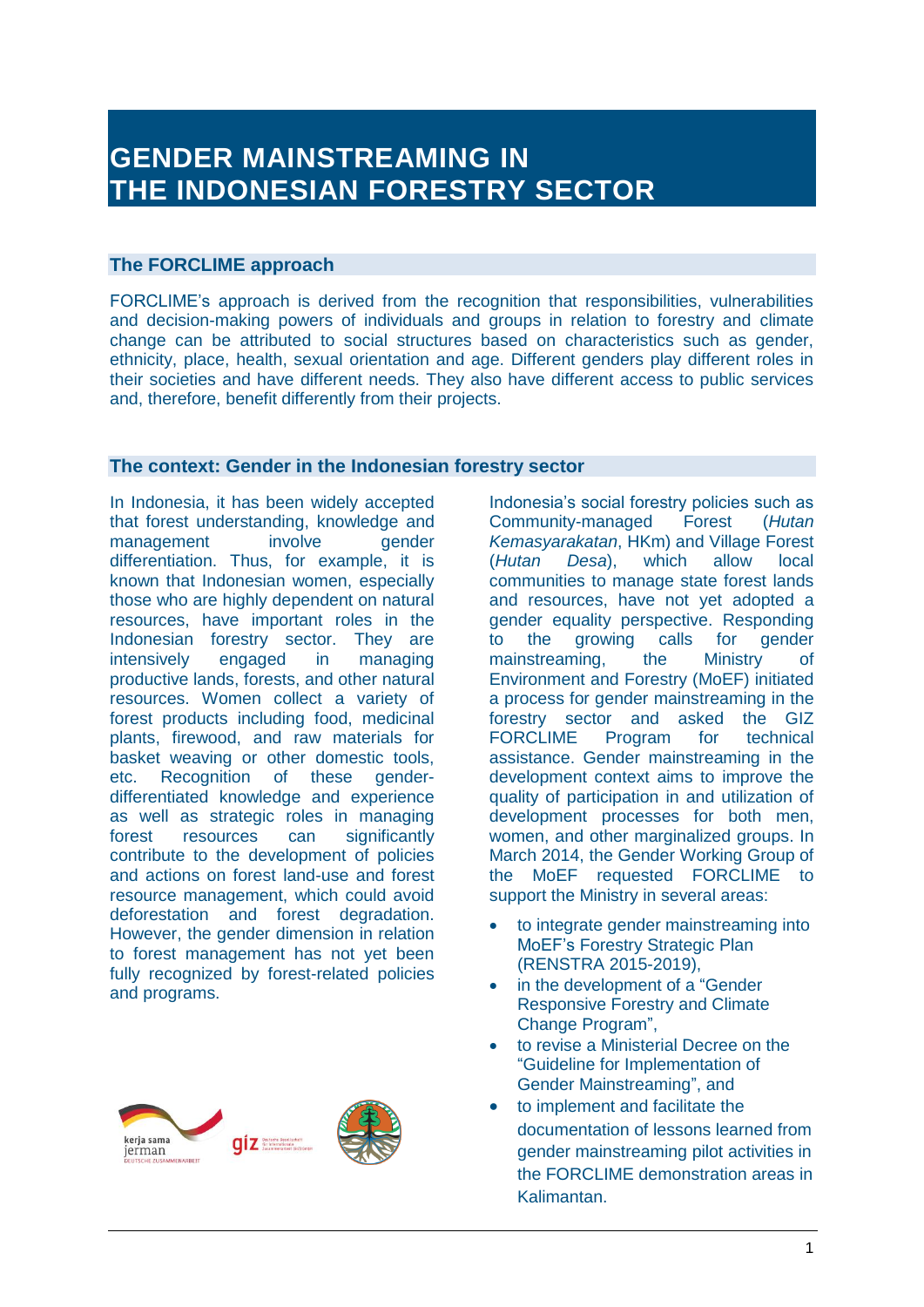# GENDER MAINSTREAMING IN THE INDONESIAN FORESTRY SECTOR

## The FORCLIME approach

FORCLIME's approach is derived from the recognition that responsibilities, vulnerabilities and decision-making powers of individuals and groups in relation to forestry and climate change can be attributed to social structures based on characteristics such as gender, ethnicity, place, health, sexual orientation and age. Different genders play different roles in their societies and have different needs. They also have different access to public services and, therefore, benefit differently from their projects.

## The context: Gender in the Indonesian forestry sector

In Indonesia, it has been widely accepted that forest understanding, knowledge and management involve gender differentiation. Thus, for example, it is known that Indonesian women, especially those who are highly dependent on natural resources, have important roles in the Indonesian forestry sector. They are intensively engaged in managing productive lands, forests, and other natural resources. Women collect a variety of forest products including food, medicinal plants, firewood, and raw materials for basket weaving or other domestic tools, etc. Recognition of these gender-differentiated knowledge and experience as well as strategic roles in managing forest resources can significantly contribute to the development of policies and actions on forest land-use and forest resource management, which could avoid deforestation and forest degradation. However, the gender dimension in relation to forest management has not yet been fully recognized by forest-related policies and programs.

Indonesia's social forestry policies such as Community-managed Forest (*Hutan Kemasyarakatan*, HKm) and Village Forest (*Hutan Desa*), which allow local communities to manage state forest lands and resources, have not yet adopted a gender equality perspective. Responding to the growing calls for gender mainstreaming, the Ministry of Environment and Forestry (MoEF) initiated a process for gender mainstreaming in the forestry sector and asked the GIZ FORCLIME Program for technical assistance. Gender mainstreaming in the development context aims to improve the quality of participation in and utilization of development processes for both men, women, and other marginalized groups. In March 2014, the Gender Working Group of the MoEF requested FORCLIME to support the Ministry in several areas:

- to integrate gender mainstreaming into MoEF's Forestry Strategic Plan (RENSTRA 2015-2019),
- in the development of a "Gender Responsive Forestry and Climate Change Program",
- to revise a Ministerial Decree on the "Guideline for Implementation of Gender Mainstreaming", and
- to implement and facilitate the documentation of lessons learned from gender mainstreaming pilot activities in the FORCLIME demonstration areas in Kalimantan.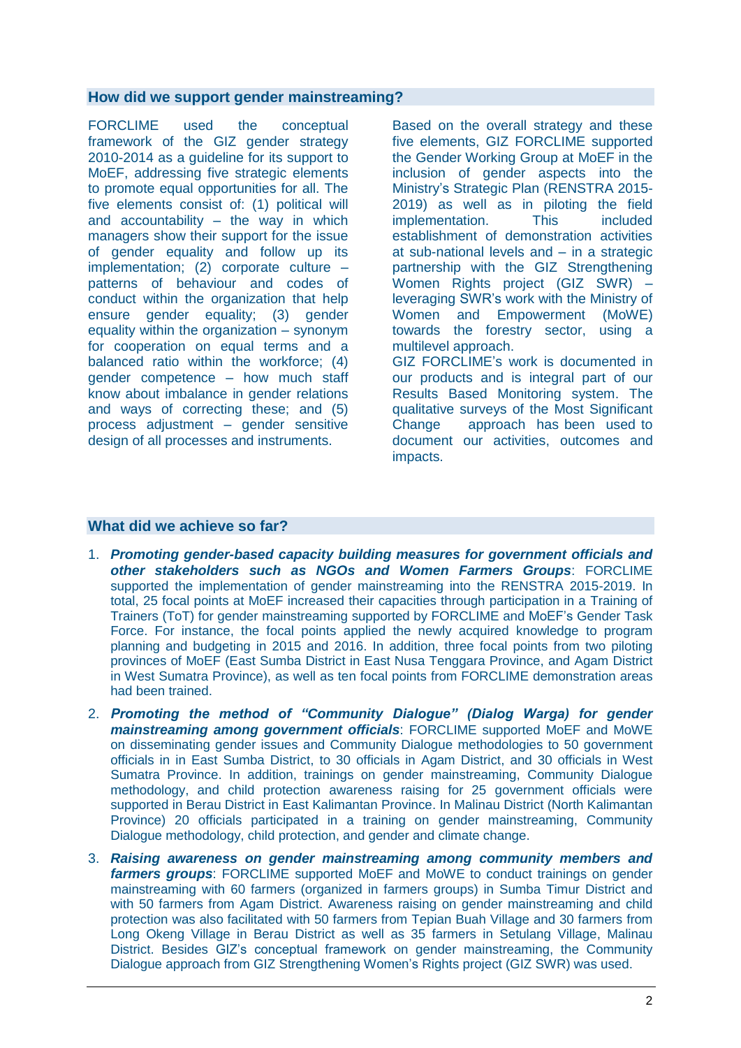## How did we support gender mainstreaming?

FORCLIME used the conceptual framework of the GIZ gender strategy 2010-2014 as a guideline for its support to MoEF, addressing five strategic elements to promote equal opportunities for all. The five elements consist of: (1) political will and accountability – the way in which managers show their support for the issue of gender equality and follow up its implementation; (2) corporate culture – patterns of behaviour and codes of conduct within the organization that help ensure gender equality; (3) gender equality within the organization – synonym for cooperation on equal terms and a balanced ratio within the workforce; (4) gender competence – how much staff know about imbalance in gender relations and ways of correcting these; and (5) process adjustment – gender sensitive design of all processes and instruments.

Based on the overall strategy and these five elements, GIZ FORCLIME supported the Gender Working Group at MoEF in the inclusion of gender aspects into the Ministry's Strategic Plan (RENSTRA 2015-2019) as well as in piloting the field implementation. This included establishment of demonstration activities at sub-national levels and – in a strategic partnership with the GIZ Strengthening Women Rights project (GIZ SWR) – leveraging SWR's work with the Ministry of Women and Empowerment (MoWE) towards the forestry sector, using a multilevel approach.

GIZ FORCLIME's work is documented in our products and is integral part of our Results Based Monitoring system. The qualitative surveys of the Most Significant Change approach has been used to document our activities, outcomes and impacts.

## What did we achieve so far?

1. ***Promoting gender-based capacity building measures for government officials and other stakeholders such as NGOs and Women Farmers Groups***: FORCLIME supported the implementation of gender mainstreaming into the RENSTRA 2015-2019. In total, 25 focal points at MoEF increased their capacities through participation in a Training of Trainers (ToT) for gender mainstreaming supported by FORCLIME and MoEF's Gender Task Force. For instance, the focal points applied the newly acquired knowledge to program planning and budgeting in 2015 and 2016. In addition, three focal points from two piloting provinces of MoEF (East Sumba District in East Nusa Tenggara Province, and Agam District in West Sumatra Province), as well as ten focal points from FORCLIME demonstration areas had been trained.
2. ***Promoting the method of "Community Dialogue" (Dialog Warga) for gender mainstreaming among government officials***: FORCLIME supported MoEF and MoWE on disseminating gender issues and Community Dialogue methodologies to 50 government officials in in East Sumba District, to 30 officials in Agam District, and 30 officials in West Sumatra Province. In addition, trainings on gender mainstreaming, Community Dialogue methodology, and child protection awareness raising for 25 government officials were supported in Berau District in East Kalimantan Province. In Malinau District (North Kalimantan Province) 20 officials participated in a training on gender mainstreaming, Community Dialogue methodology, child protection, and gender and climate change.
3. ***Raising awareness on gender mainstreaming among community members and farmers groups***: FORCLIME supported MoEF and MoWE to conduct trainings on gender mainstreaming with 60 farmers (organized in farmers groups) in Sumba Timur District and with 50 farmers from Agam District. Awareness raising on gender mainstreaming and child protection was also facilitated with 50 farmers from Tepian Buah Village and 30 farmers from Long Okeng Village in Berau District as well as 35 farmers in Setulang Village, Malinau District. Besides GIZ's conceptual framework on gender mainstreaming, the Community Dialogue approach from GIZ Strengthening Women's Rights project (GIZ SWR) was used.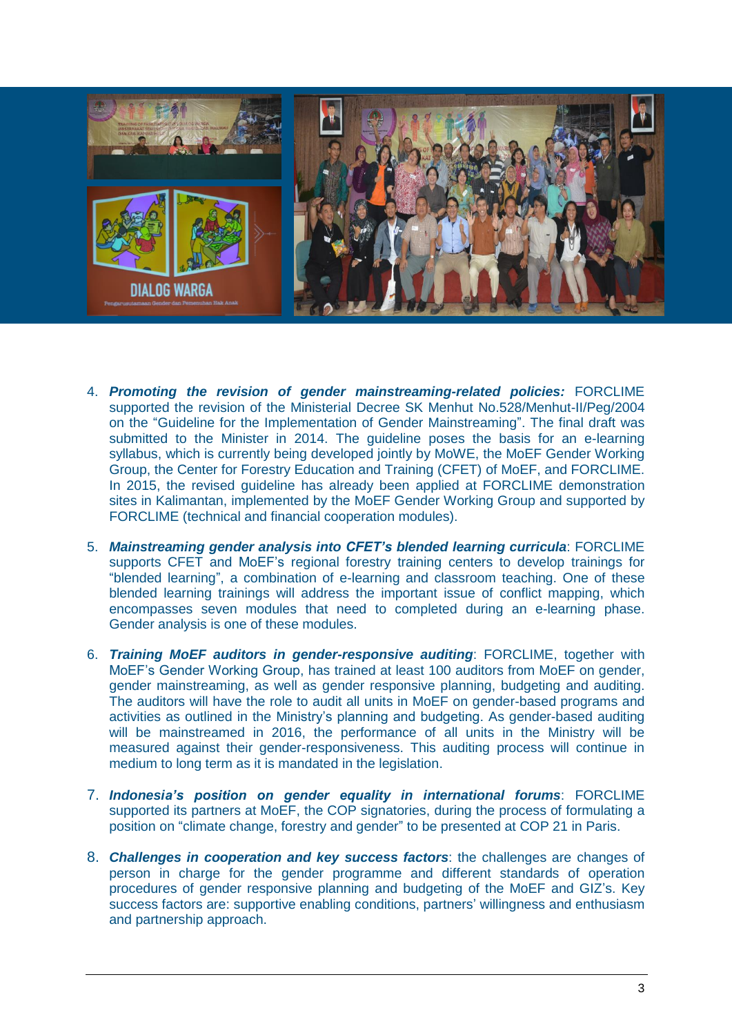4. ***Promoting the revision of gender mainstreaming-related policies:*** FORCLIME supported the revision of the Ministerial Decree SK Menhut No.528/Menhut-II/Peg/2004 on the "Guideline for the Implementation of Gender Mainstreaming". The final draft was submitted to the Minister in 2014. The guideline poses the basis for an e-learning syllabus, which is currently being developed jointly by MoWE, the MoEF Gender Working Group, the Center for Forestry Education and Training (CFET) of MoEF, and FORCLIME. In 2015, the revised guideline has already been applied at FORCLIME demonstration sites in Kalimantan, implemented by the MoEF Gender Working Group and supported by FORCLIME (technical and financial cooperation modules).

5. ***Mainstreaming gender analysis into CFET's blended learning curricula***: FORCLIME supports CFET and MoEF's regional forestry training centers to develop trainings for "blended learning", a combination of e-learning and classroom teaching. One of these blended learning trainings will address the important issue of conflict mapping, which encompasses seven modules that need to completed during an e-learning phase. Gender analysis is one of these modules.

6. ***Training MoEF auditors in gender-responsive auditing***: FORCLIME, together with MoEF's Gender Working Group, has trained at least 100 auditors from MoEF on gender, gender mainstreaming, as well as gender responsive planning, budgeting and auditing. The auditors will have the role to audit all units in MoEF on gender-based programs and activities as outlined in the Ministry's planning and budgeting. As gender-based auditing will be mainstreamed in 2016, the performance of all units in the Ministry will be measured against their gender-responsiveness. This auditing process will continue in medium to long term as it is mandated in the legislation.

7. ***Indonesia's position on gender equality in international forums***: FORCLIME supported its partners at MoEF, the COP signatories, during the process of formulating a position on "climate change, forestry and gender" to be presented at COP 21 in Paris.

8. ***Challenges in cooperation and key success factors***: the challenges are changes of person in charge for the gender programme and different standards of operation procedures of gender responsive planning and budgeting of the MoEF and GIZ's. Key success factors are: supportive enabling conditions, partners' willingness and enthusiasm and partnership approach.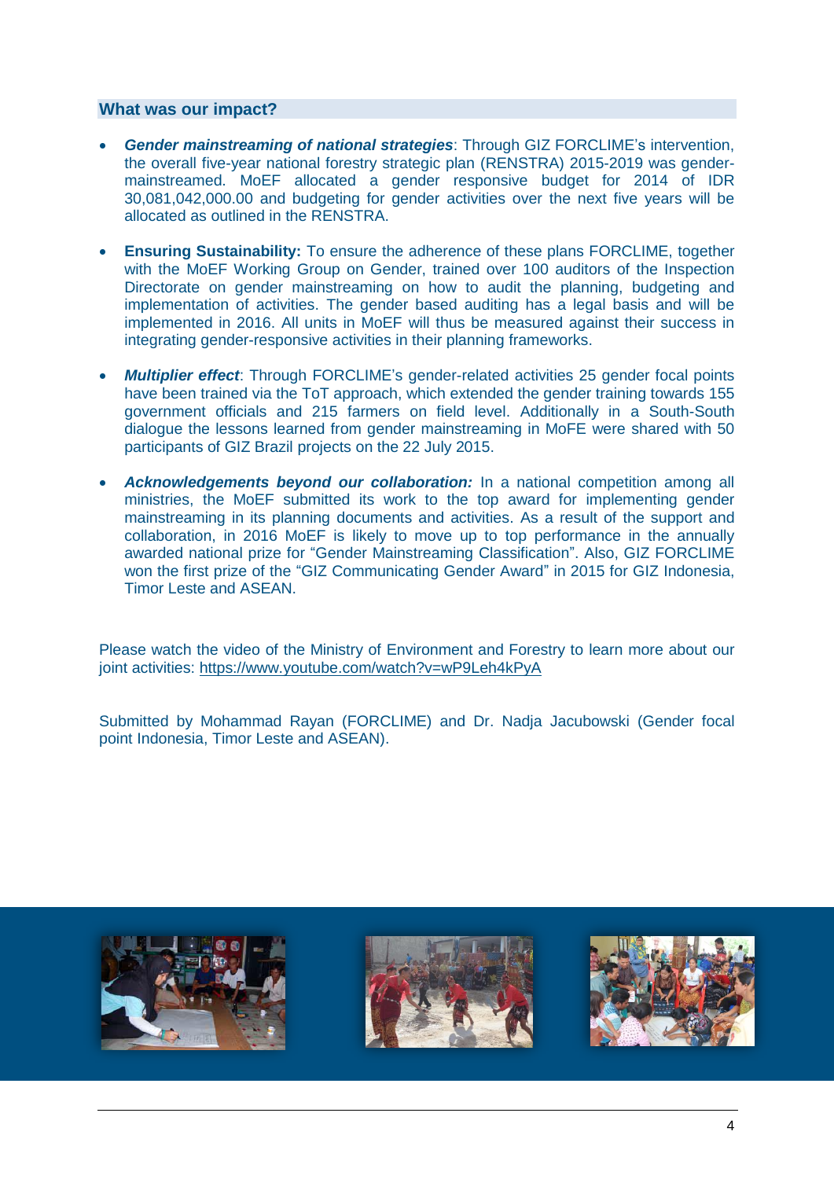## What was our impact?

- ***Gender mainstreaming of national strategies***: Through GIZ FORCLIME's intervention, the overall five-year national forestry strategic plan (RENSTRA) 2015-2019 was gender-mainstreamed. MoEF allocated a gender responsive budget for 2014 of IDR 30,081,042,000.00 and budgeting for gender activities over the next five years will be allocated as outlined in the RENSTRA.

- **Ensuring Sustainability:** To ensure the adherence of these plans FORCLIME, together with the MoEF Working Group on Gender, trained over 100 auditors of the Inspection Directorate on gender mainstreaming on how to audit the planning, budgeting and implementation of activities. The gender based auditing has a legal basis and will be implemented in 2016. All units in MoEF will thus be measured against their success in integrating gender-responsive activities in their planning frameworks.

- ***Multiplier effect***: Through FORCLIME's gender-related activities 25 gender focal points have been trained via the ToT approach, which extended the gender training towards 155 government officials and 215 farmers on field level. Additionally in a South-South dialogue the lessons learned from gender mainstreaming in MoFE were shared with 50 participants of GIZ Brazil projects on the 22 July 2015.

- ***Acknowledgements beyond our collaboration:*** In a national competition among all ministries, the MoEF submitted its work to the top award for implementing gender mainstreaming in its planning documents and activities. As a result of the support and collaboration, in 2016 MoEF is likely to move up to top performance in the annually awarded national prize for "Gender Mainstreaming Classification". Also, GIZ FORCLIME won the first prize of the "GIZ Communicating Gender Award" in 2015 for GIZ Indonesia, Timor Leste and ASEAN.

Please watch the video of the Ministry of Environment and Forestry to learn more about our joint activities: https://www.youtube.com/watch?v=wP9Leh4kPyA

Submitted by Mohammad Rayan (FORCLIME) and Dr. Nadja Jacubowski (Gender focal point Indonesia, Timor Leste and ASEAN).